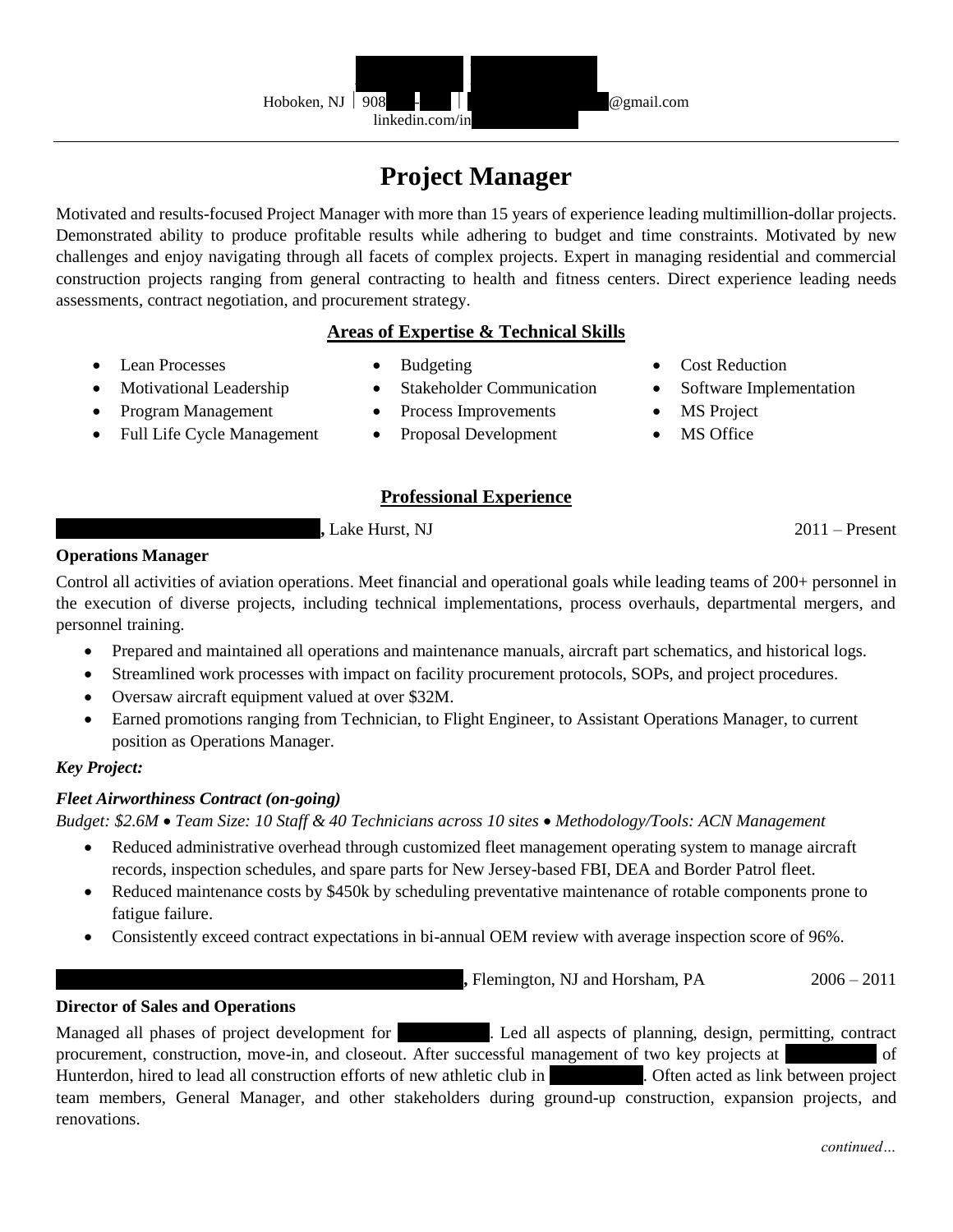Hoboken, NJ | 908 - | @gmail.com
linkedin.com/in

# Project Manager

Motivated and results-focused Project Manager with more than 15 years of experience leading multimillion-dollar projects. Demonstrated ability to produce profitable results while adhering to budget and time constraints. Motivated by new challenges and enjoy navigating through all facets of complex projects. Expert in managing residential and commercial construction projects ranging from general contracting to health and fitness centers. Direct experience leading needs assessments, contract negotiation, and procurement strategy.

## Areas of Expertise & Technical Skills

- Lean Processes
- Motivational Leadership
- Program Management
- Full Life Cycle Management
- Budgeting
- Stakeholder Communication
- Process Improvements
- Proposal Development
- Cost Reduction
- Software Implementation
- MS Project
- MS Office

## Professional Experience

**,** Lake Hurst, NJ — 2011 – Present

**Operations Manager**

Control all activities of aviation operations. Meet financial and operational goals while leading teams of 200+ personnel in the execution of diverse projects, including technical implementations, process overhauls, departmental mergers, and personnel training.

- Prepared and maintained all operations and maintenance manuals, aircraft part schematics, and historical logs.
- Streamlined work processes with impact on facility procurement protocols, SOPs, and project procedures.
- Oversaw aircraft equipment valued at over $32M.
- Earned promotions ranging from Technician, to Flight Engineer, to Assistant Operations Manager, to current position as Operations Manager.

***Key Project:***

***Fleet Airworthiness Contract (on-going)***

*Budget: $2.6M • Team Size: 10 Staff & 40 Technicians across 10 sites • Methodology/Tools: ACN Management*

- Reduced administrative overhead through customized fleet management operating system to manage aircraft records, inspection schedules, and spare parts for New Jersey-based FBI, DEA and Border Patrol fleet.
- Reduced maintenance costs by $450k by scheduling preventative maintenance of rotable components prone to fatigue failure.
- Consistently exceed contract expectations in bi-annual OEM review with average inspection score of 96%.

**,** Flemington, NJ and Horsham, PA — 2006 – 2011

**Director of Sales and Operations**

Managed all phases of project development for . Led all aspects of planning, design, permitting, contract procurement, construction, move-in, and closeout. After successful management of two key projects at of Hunterdon, hired to lead all construction efforts of new athletic club in . Often acted as link between project team members, General Manager, and other stakeholders during ground-up construction, expansion projects, and renovations.

*continued…*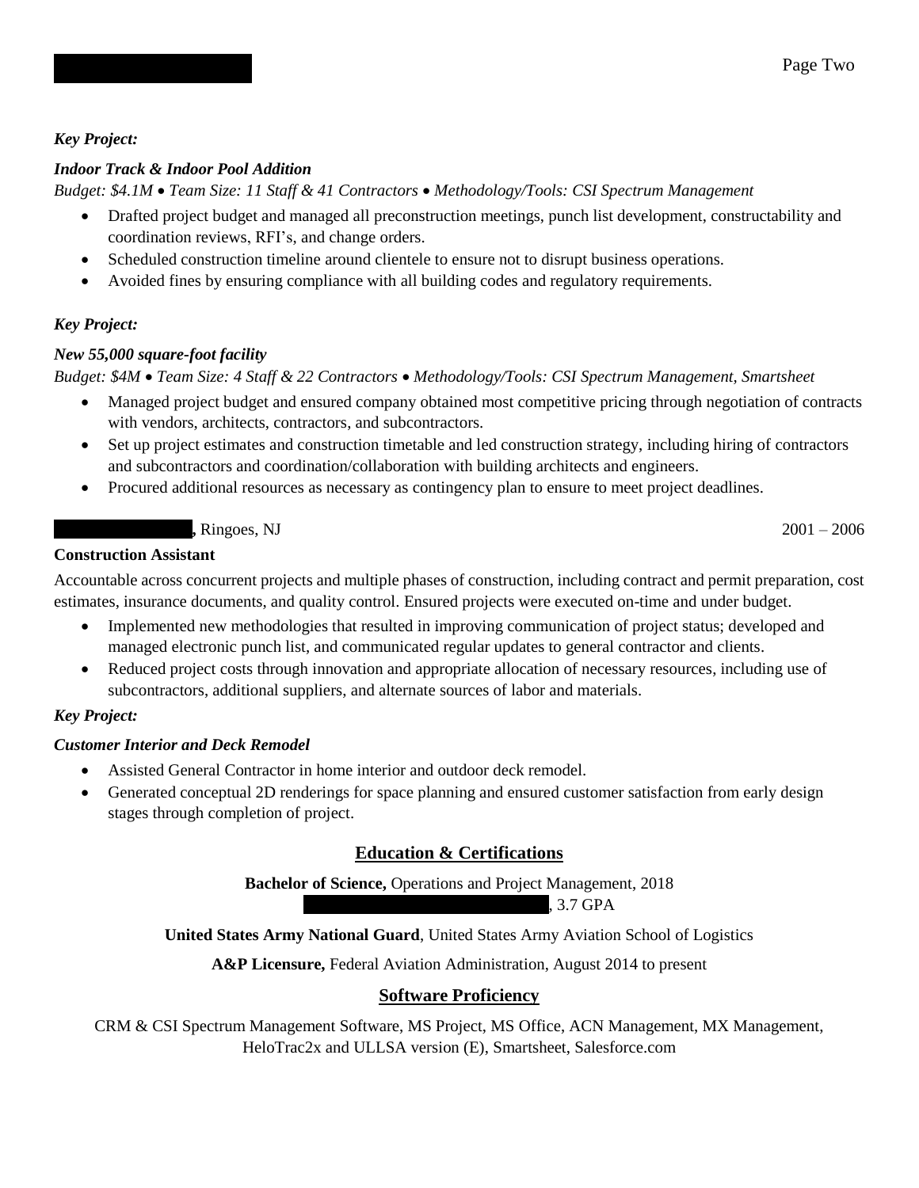***Key Project:***

***Indoor Track & Indoor Pool Addition***

*Budget: $4.1M • Team Size: 11 Staff & 41 Contractors • Methodology/Tools: CSI Spectrum Management*

- Drafted project budget and managed all preconstruction meetings, punch list development, constructability and coordination reviews, RFI's, and change orders.
- Scheduled construction timeline around clientele to ensure not to disrupt business operations.
- Avoided fines by ensuring compliance with all building codes and regulatory requirements.

***Key Project:***

***New 55,000 square-foot facility***

*Budget: $4M • Team Size: 4 Staff & 22 Contractors • Methodology/Tools: CSI Spectrum Management, Smartsheet*

- Managed project budget and ensured company obtained most competitive pricing through negotiation of contracts with vendors, architects, contractors, and subcontractors.
- Set up project estimates and construction timetable and led construction strategy, including hiring of contractors and subcontractors and coordination/collaboration with building architects and engineers.
- Procured additional resources as necessary as contingency plan to ensure to meet project deadlines.

**[REDACTED],** Ringoes, NJ 2001 – 2006

**Construction Assistant**

Accountable across concurrent projects and multiple phases of construction, including contract and permit preparation, cost estimates, insurance documents, and quality control. Ensured projects were executed on-time and under budget.

- Implemented new methodologies that resulted in improving communication of project status; developed and managed electronic punch list, and communicated regular updates to general contractor and clients.
- Reduced project costs through innovation and appropriate allocation of necessary resources, including use of subcontractors, additional suppliers, and alternate sources of labor and materials.

***Key Project:***

***Customer Interior and Deck Remodel***

- Assisted General Contractor in home interior and outdoor deck remodel.
- Generated conceptual 2D renderings for space planning and ensured customer satisfaction from early design stages through completion of project.

## Education & Certifications

**Bachelor of Science,** Operations and Project Management, 2018

[REDACTED], 3.7 GPA

**United States Army National Guard**, United States Army Aviation School of Logistics

**A&P Licensure,** Federal Aviation Administration, August 2014 to present

## Software Proficiency

CRM & CSI Spectrum Management Software, MS Project, MS Office, ACN Management, MX Management, HeloTrac2x and ULLSA version (E), Smartsheet, Salesforce.com